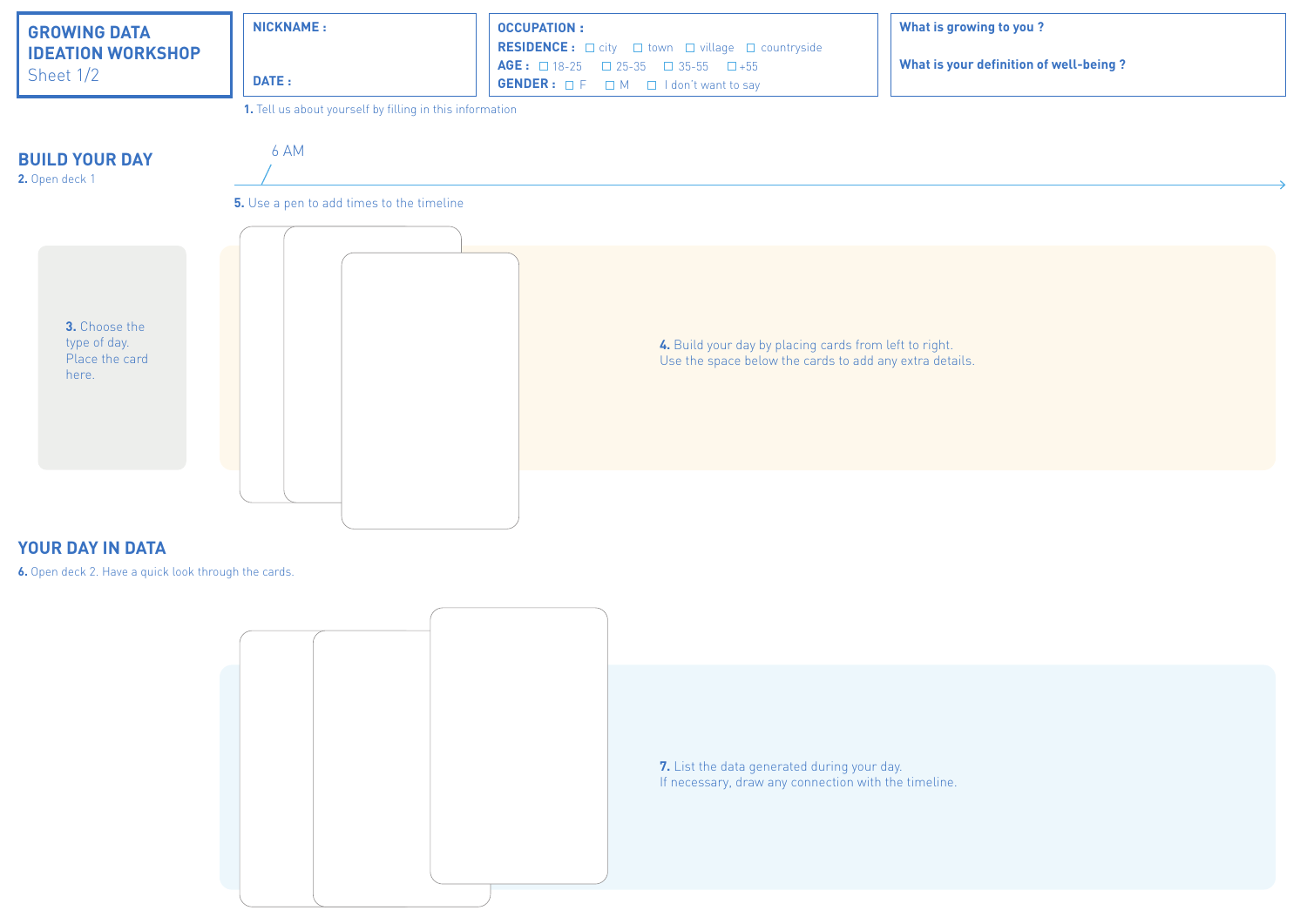# GROWING DATA IDEATION WORKSHOP
Sheet 1/2

**NICKNAME :**

**DATE :**

**OCCUPATION :**

**RESIDENCE :** ☐ city ☐ town ☐ village ☐ countryside

**AGE :** ☐ 18-25 ☐ 25-35 ☐ 35-55 ☐ +55

**GENDER :** ☐ F ☐ M ☐ I don't want to say

**What is growing to you ?**

**What is your definition of well-being ?**

**1.** Tell us about yourself by filling in this information

## BUILD YOUR DAY

**2.** Open deck 1

6 AM

**5.** Use a pen to add times to the timeline

**3.** Choose the type of day. Place the card here.

**4.** Build your day by placing cards from left to right.
Use the space below the cards to add any extra details.

## YOUR DAY IN DATA

**6.** Open deck 2. Have a quick look through the cards.

**7.** List the data generated during your day.
If necessary, draw any connection with the timeline.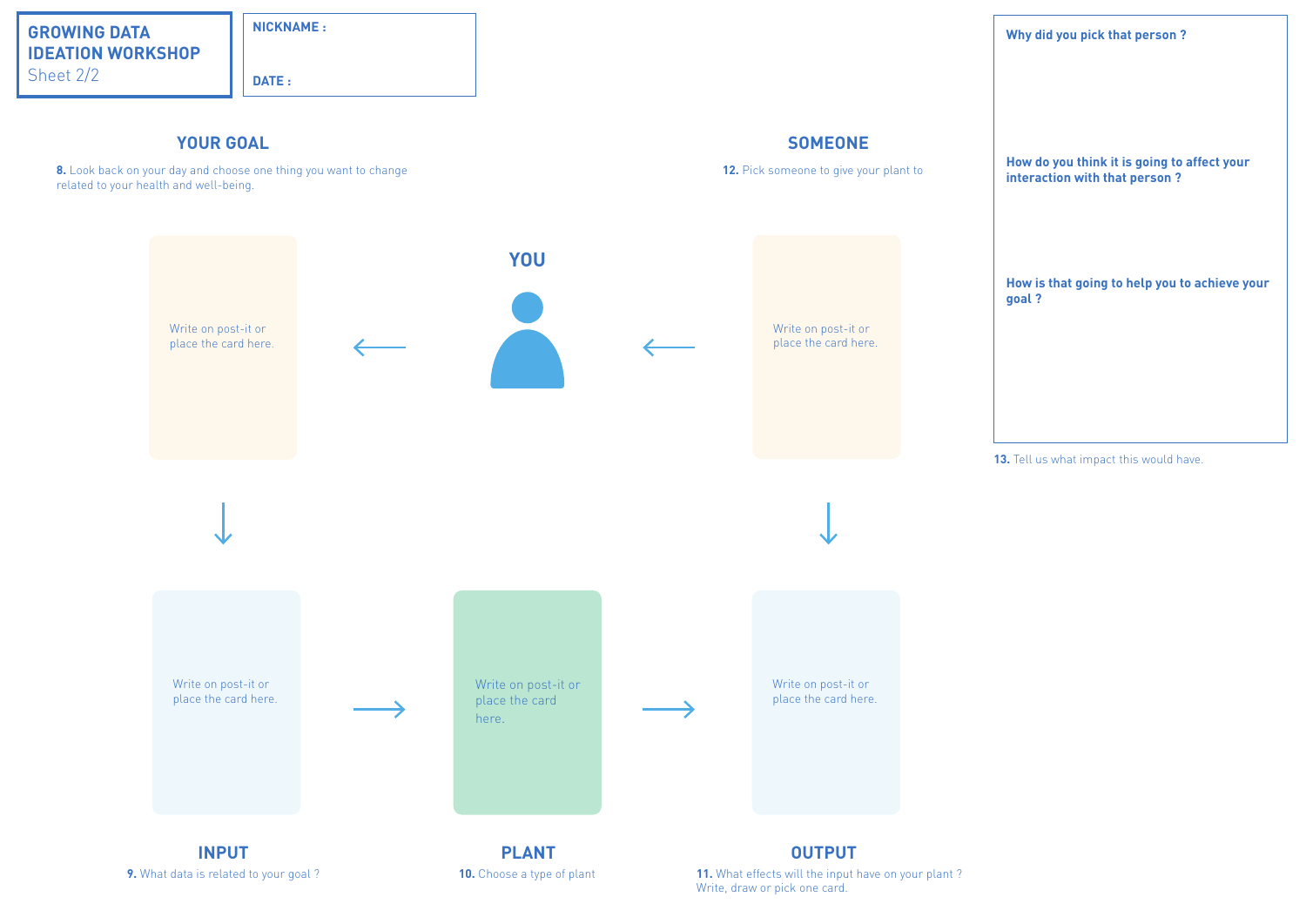**GROWING DATA IDEATION WORKSHOP**
Sheet 2/2

**NICKNAME :**

**DATE :**

## YOUR GOAL

**8.** Look back on your day and choose one thing you want to change related to your health and well-being.

Write on post-it or place the card here.

## YOU

## SOMEONE

**12.** Pick someone to give your plant to

Write on post-it or place the card here.

**Why did you pick that person ?**

**How do you think it is going to affect your interaction with that person ?**

**How is that going to help you to achieve your goal ?**

**13.** Tell us what impact this would have.

Write on post-it or place the card here.

## INPUT

**9.** What data is related to your goal ?

Write on post-it or place the card here.

## PLANT

**10.** Choose a type of plant

Write on post-it or place the card here.

## OUTPUT

**11.** What effects will the input have on your plant ? Write, draw or pick one card.